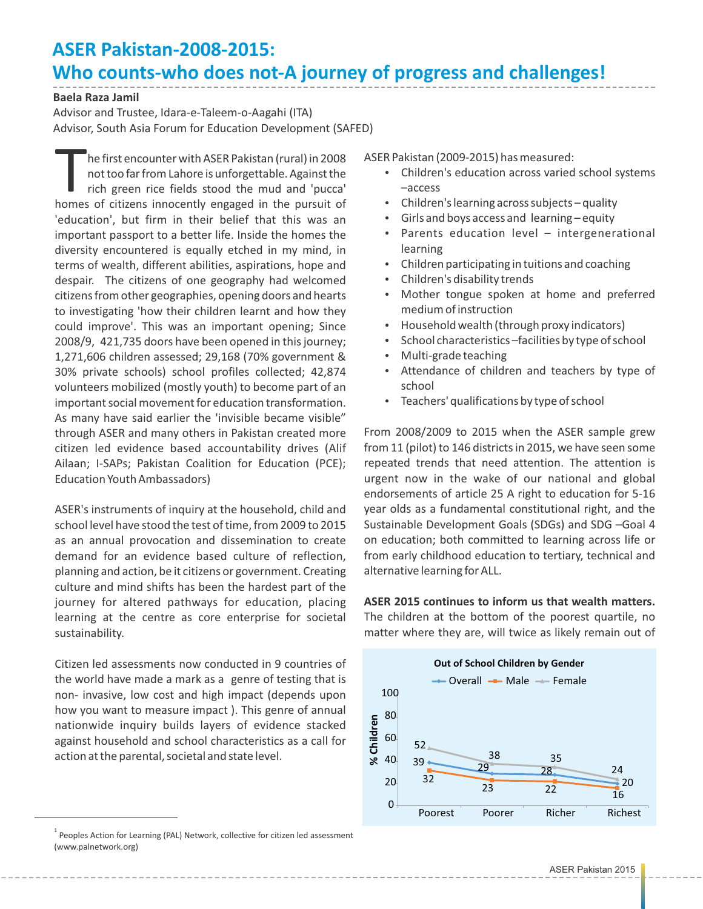# ASER Pakistan-2008-2015: Who counts-who does not-A journey of progress and challenges!

**Baela Raza Jamil**
Advisor and Trustee, Idara-e-Taleem-o-Aagahi (ITA)
Advisor, South Asia Forum for Education Development (SAFED)

The first encounter with ASER Pakistan (rural) in 2008 not too far from Lahore is unforgettable. Against the rich green rice fields stood the mud and 'pucca' homes of citizens innocently engaged in the pursuit of 'education', but firm in their belief that this was an important passport to a better life. Inside the homes the diversity encountered is equally etched in my mind, in terms of wealth, different abilities, aspirations, hope and despair. The citizens of one geography had welcomed citizens from other geographies, opening doors and hearts to investigating 'how their children learnt and how they could improve'. This was an important opening; Since 2008/9, 421,735 doors have been opened in this journey; 1,271,606 children assessed; 29,168 (70% government & 30% private schools) school profiles collected; 42,874 volunteers mobilized (mostly youth) to become part of an important social movement for education transformation. As many have said earlier the 'invisible became visible" through ASER and many others in Pakistan created more citizen led evidence based accountability drives (Alif Ailaan; I-SAPs; Pakistan Coalition for Education (PCE); Education Youth Ambassadors)

ASER's instruments of inquiry at the household, child and school level have stood the test of time, from 2009 to 2015 as an annual provocation and dissemination to create demand for an evidence based culture of reflection, planning and action, be it citizens or government. Creating culture and mind shifts has been the hardest part of the journey for altered pathways for education, placing learning at the centre as core enterprise for societal sustainability.

Citizen led assessments now conducted in 9 countries of the world have made a mark as a genre of testing that is non- invasive, low cost and high impact (depends upon how you want to measure impact ). This genre of annual nationwide inquiry builds layers of evidence stacked against household and school characteristics as a call for action at the parental, societal and state level.

ASER Pakistan (2009-2015) has measured:

- Children's education across varied school systems –access
- Children's learning across subjects – quality
- Girls and boys access and learning – equity
- Parents education level – intergenerational learning
- Children participating in tuitions and coaching
- Children's disability trends
- Mother tongue spoken at home and preferred medium of instruction
- Household wealth (through proxy indicators)
- School characteristics –facilities by type of school
- Multi-grade teaching
- Attendance of children and teachers by type of school
- Teachers' qualifications by type of school

From 2008/2009 to 2015 when the ASER sample grew from 11 (pilot) to 146 districts in 2015, we have seen some repeated trends that need attention. The attention is urgent now in the wake of our national and global endorsements of article 25 A right to education for 5-16 year olds as a fundamental constitutional right, and the Sustainable Development Goals (SDGs) and SDG –Goal 4 on education; both committed to learning across life or from early childhood education to tertiary, technical and alternative learning for ALL.

**ASER 2015 continues to inform us that wealth matters.** The children at the bottom of the poorest quartile, no matter where they are, will twice as likely remain out of

**Out of School Children by Gender** (% Children)

| | Poorest | Poorer | Richer | Richest |
|---|---|---|---|---|
| Overall | 39 | 29 | 28 | 20 |
| Male | 32 | 23 | 22 | 16 |
| Female | 52 | 38 | 35 | 24 |

[1] Peoples Action for Learning (PAL) Network, collective for citizen led assessment (www.palnetwork.org)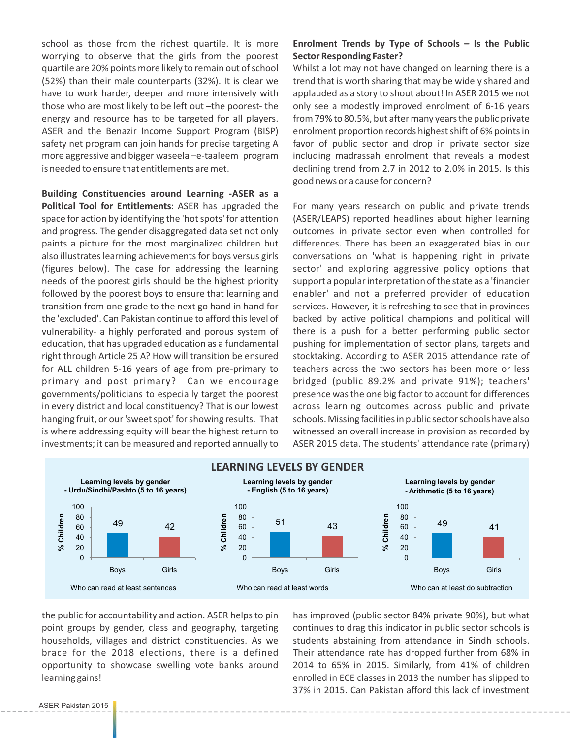school as those from the richest quartile. It is more worrying to observe that the girls from the poorest quartile are 20% points more likely to remain out of school (52%) than their male counterparts (32%). It is clear we have to work harder, deeper and more intensively with those who are most likely to be left out –the poorest- the energy and resource has to be targeted for all players. ASER and the Benazir Income Support Program (BISP) safety net program can join hands for precise targeting A more aggressive and bigger waseela –e-taaleem program is needed to ensure that entitlements are met.

**Building Constituencies around Learning -ASER as a Political Tool for Entitlements**: ASER has upgraded the space for action by identifying the 'hot spots' for attention and progress. The gender disaggregated data set not only paints a picture for the most marginalized children but also illustrates learning achievements for boys versus girls (figures below). The case for addressing the learning needs of the poorest girls should be the highest priority followed by the poorest boys to ensure that learning and transition from one grade to the next go hand in hand for the 'excluded'. Can Pakistan continue to afford this level of vulnerability- a highly perforated and porous system of education, that has upgraded education as a fundamental right through Article 25 A? How will transition be ensured for ALL children 5-16 years of age from pre-primary to primary and post primary? Can we encourage governments/politicians to especially target the poorest in every district and local constituency? That is our lowest hanging fruit, or our 'sweet spot' for showing results. That is where addressing equity will bear the highest return to investments; it can be measured and reported annually to the public for accountability and action. ASER helps to pin point groups by gender, class and geography, targeting households, villages and district constituencies. As we brace for the 2018 elections, there is a defined opportunity to showcase swelling vote banks around learning gains!

**Enrolment Trends by Type of Schools – Is the Public Sector Responding Faster?**

Whilst a lot may not have changed on learning there is a trend that is worth sharing that may be widely shared and applauded as a story to shout about! In ASER 2015 we not only see a modestly improved enrolment of 6-16 years from 79% to 80.5%, but after many years the public private enrolment proportion records highest shift of 6% points in favor of public sector and drop in private sector size including madrassah enrolment that reveals a modest declining trend from 2.7 in 2012 to 2.0% in 2015. Is this good news or a cause for concern?

For many years research on public and private trends (ASER/LEAPS) reported headlines about higher learning outcomes in private sector even when controlled for differences. There has been an exaggerated bias in our conversations on 'what is happening right in private sector' and exploring aggressive policy options that support a popular interpretation of the state as a 'financier enabler' and not a preferred provider of education services. However, it is refreshing to see that in provinces backed by active political champions and political will there is a push for a better performing public sector pushing for implementation of sector plans, targets and stocktaking. According to ASER 2015 attendance rate of teachers across the two sectors has been more or less bridged (public 89.2% and private 91%); teachers' presence was the one big factor to account for differences across learning outcomes across public and private schools. Missing facilities in public sector schools have also witnessed an overall increase in provision as recorded by ASER 2015 data. The students' attendance rate (primary) has improved (public sector 84% private 90%), but what continues to drag this indicator in public sector schools is students abstaining from attendance in Sindh schools. Their attendance rate has dropped further from 68% in 2014 to 65% in 2015. Similarly, from 41% of children enrolled in ECE classes in 2013 the number has slipped to 37% in 2015. Can Pakistan afford this lack of investment

## LEARNING LEVELS BY GENDER

**Learning levels by gender - Urdu/Sindhi/Pashto (5 to 16 years)** — Who can read at least sentences (% Children)

| | Boys | Girls |
|---|---|---|
| % Children | 49 | 42 |

**Learning levels by gender - English (5 to 16 years)** — Who can read at least words (% Children)

| | Boys | Girls |
|---|---|---|
| % Children | 51 | 43 |

**Learning levels by gender - Arithmetic (5 to 16 years)** — Who can at least do subtraction (% Children)

| | Boys | Girls |
|---|---|---|
| % Children | 49 | 41 |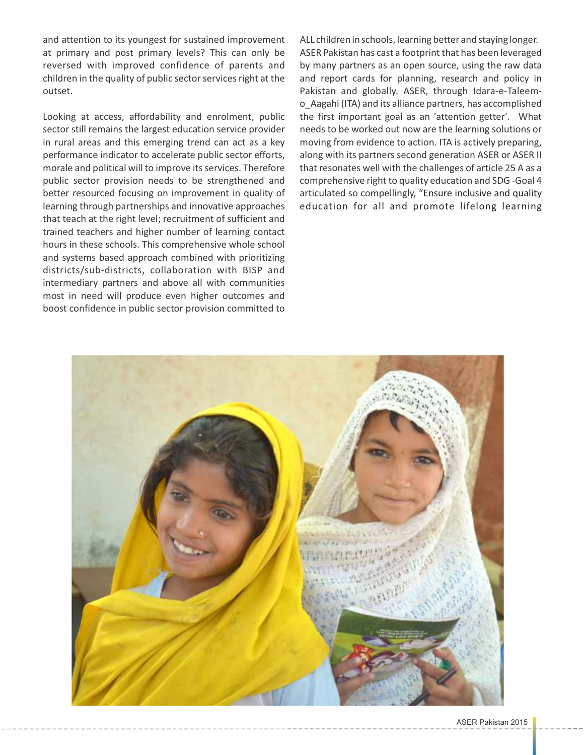and attention to its youngest for sustained improvement at primary and post primary levels? This can only be reversed with improved confidence of parents and children in the quality of public sector services right at the outset.

Looking at access, affordability and enrolment, public sector still remains the largest education service provider in rural areas and this emerging trend can act as a key performance indicator to accelerate public sector efforts, morale and political will to improve its services. Therefore public sector provision needs to be strengthened and better resourced focusing on improvement in quality of learning through partnerships and innovative approaches that teach at the right level; recruitment of sufficient and trained teachers and higher number of learning contact hours in these schools. This comprehensive whole school and systems based approach combined with prioritizing districts/sub-districts, collaboration with BISP and intermediary partners and above all with communities most in need will produce even higher outcomes and boost confidence in public sector provision committed to ALL children in schools, learning better and staying longer. ASER Pakistan has cast a footprint that has been leveraged by many partners as an open source, using the raw data and report cards for planning, research and policy in Pakistan and globally. ASER, through Idara-e-Taleem-o_Aagahi (ITA) and its alliance partners, has accomplished the first important goal as an 'attention getter'. What needs to be worked out now are the learning solutions or moving from evidence to action. ITA is actively preparing, along with its partners second generation ASER or ASER II that resonates well with the challenges of article 25 A as a comprehensive right to quality education and SDG -Goal 4 articulated so compellingly, "Ensure inclusive and quality education for all and promote lifelong learning